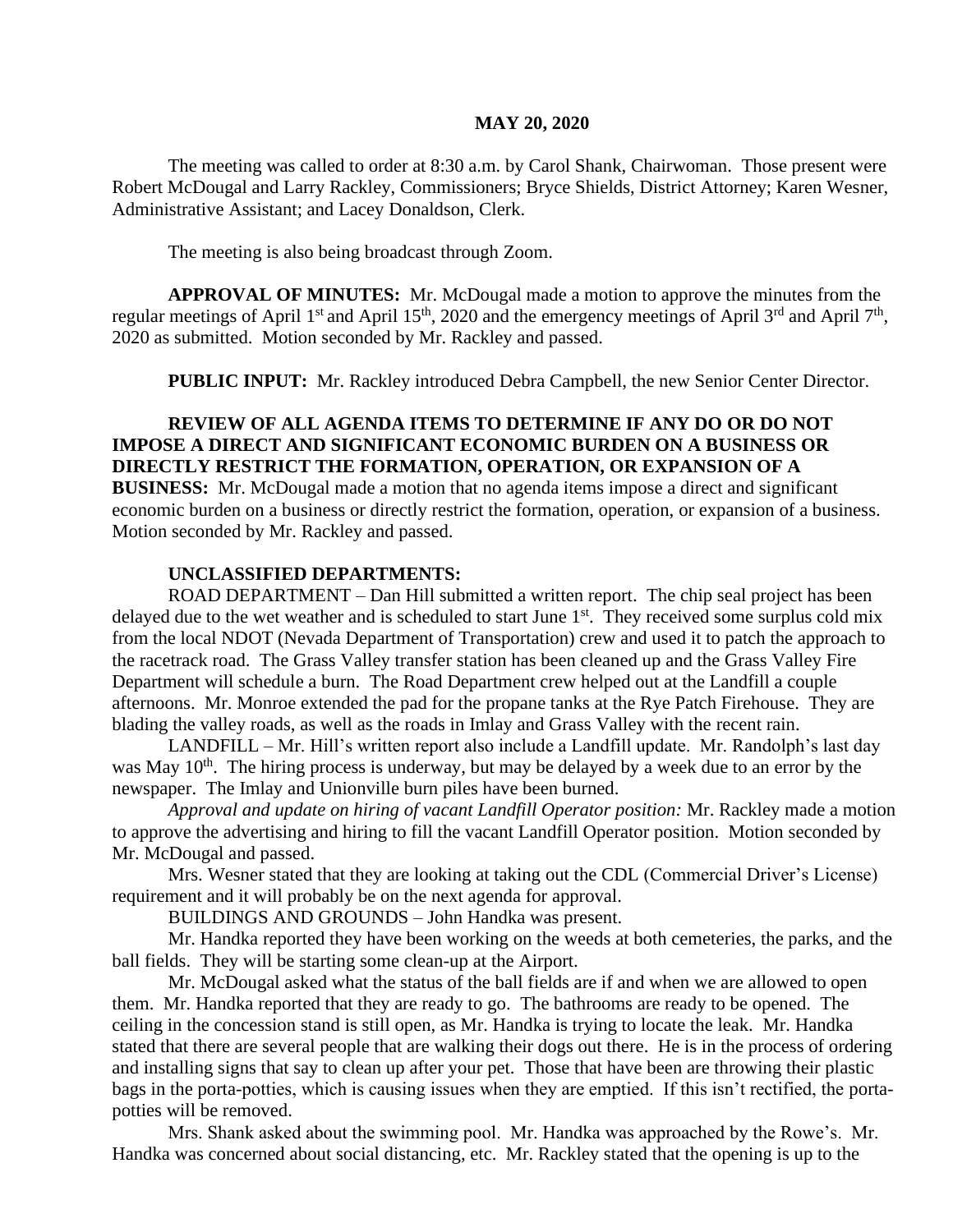**MAY 20, 2020**

The meeting was called to order at 8:30 a.m. by Carol Shank, Chairwoman. Those present were Robert McDougal and Larry Rackley, Commissioners; Bryce Shields, District Attorney; Karen Wesner, Administrative Assistant; and Lacey Donaldson, Clerk.

The meeting is also being broadcast through Zoom.

**APPROVAL OF MINUTES:** Mr. McDougal made a motion to approve the minutes from the regular meetings of April 1st and April 15th, 2020 and the emergency meetings of April 3rd and April 7th, 2020 as submitted. Motion seconded by Mr. Rackley and passed.

**PUBLIC INPUT:** Mr. Rackley introduced Debra Campbell, the new Senior Center Director.

**REVIEW OF ALL AGENDA ITEMS TO DETERMINE IF ANY DO OR DO NOT IMPOSE A DIRECT AND SIGNIFICANT ECONOMIC BURDEN ON A BUSINESS OR DIRECTLY RESTRICT THE FORMATION, OPERATION, OR EXPANSION OF A BUSINESS:** Mr. McDougal made a motion that no agenda items impose a direct and significant economic burden on a business or directly restrict the formation, operation, or expansion of a business. Motion seconded by Mr. Rackley and passed.

**UNCLASSIFIED DEPARTMENTS:**

ROAD DEPARTMENT – Dan Hill submitted a written report. The chip seal project has been delayed due to the wet weather and is scheduled to start June 1st. They received some surplus cold mix from the local NDOT (Nevada Department of Transportation) crew and used it to patch the approach to the racetrack road. The Grass Valley transfer station has been cleaned up and the Grass Valley Fire Department will schedule a burn. The Road Department crew helped out at the Landfill a couple afternoons. Mr. Monroe extended the pad for the propane tanks at the Rye Patch Firehouse. They are blading the valley roads, as well as the roads in Imlay and Grass Valley with the recent rain.

LANDFILL – Mr. Hill's written report also include a Landfill update. Mr. Randolph's last day was May 10th. The hiring process is underway, but may be delayed by a week due to an error by the newspaper. The Imlay and Unionville burn piles have been burned.

*Approval and update on hiring of vacant Landfill Operator position:* Mr. Rackley made a motion to approve the advertising and hiring to fill the vacant Landfill Operator position. Motion seconded by Mr. McDougal and passed.

Mrs. Wesner stated that they are looking at taking out the CDL (Commercial Driver's License) requirement and it will probably be on the next agenda for approval.

BUILDINGS AND GROUNDS – John Handka was present.

Mr. Handka reported they have been working on the weeds at both cemeteries, the parks, and the ball fields. They will be starting some clean-up at the Airport.

Mr. McDougal asked what the status of the ball fields are if and when we are allowed to open them. Mr. Handka reported that they are ready to go. The bathrooms are ready to be opened. The ceiling in the concession stand is still open, as Mr. Handka is trying to locate the leak. Mr. Handka stated that there are several people that are walking their dogs out there. He is in the process of ordering and installing signs that say to clean up after your pet. Those that have been are throwing their plastic bags in the porta-potties, which is causing issues when they are emptied. If this isn't rectified, the porta-potties will be removed.

Mrs. Shank asked about the swimming pool. Mr. Handka was approached by the Rowe's. Mr. Handka was concerned about social distancing, etc. Mr. Rackley stated that the opening is up to the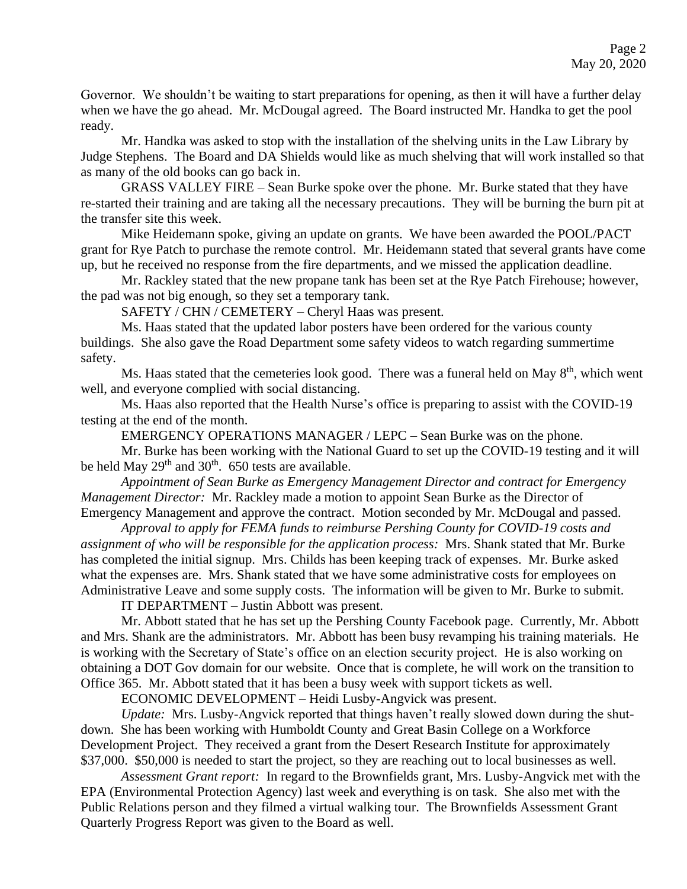Governor. We shouldn't be waiting to start preparations for opening, as then it will have a further delay when we have the go ahead. Mr. McDougal agreed. The Board instructed Mr. Handka to get the pool ready.

Mr. Handka was asked to stop with the installation of the shelving units in the Law Library by Judge Stephens. The Board and DA Shields would like as much shelving that will work installed so that as many of the old books can go back in.

GRASS VALLEY FIRE – Sean Burke spoke over the phone. Mr. Burke stated that they have re-started their training and are taking all the necessary precautions. They will be burning the burn pit at the transfer site this week.

Mike Heidemann spoke, giving an update on grants. We have been awarded the POOL/PACT grant for Rye Patch to purchase the remote control. Mr. Heidemann stated that several grants have come up, but he received no response from the fire departments, and we missed the application deadline.

Mr. Rackley stated that the new propane tank has been set at the Rye Patch Firehouse; however, the pad was not big enough, so they set a temporary tank.

SAFETY / CHN / CEMETERY – Cheryl Haas was present.

Ms. Haas stated that the updated labor posters have been ordered for the various county buildings. She also gave the Road Department some safety videos to watch regarding summertime safety.

Ms. Haas stated that the cemeteries look good. There was a funeral held on May 8th, which went well, and everyone complied with social distancing.

Ms. Haas also reported that the Health Nurse's office is preparing to assist with the COVID-19 testing at the end of the month.

EMERGENCY OPERATIONS MANAGER / LEPC – Sean Burke was on the phone.

Mr. Burke has been working with the National Guard to set up the COVID-19 testing and it will be held May 29th and 30th. 650 tests are available.

*Appointment of Sean Burke as Emergency Management Director and contract for Emergency Management Director:* Mr. Rackley made a motion to appoint Sean Burke as the Director of Emergency Management and approve the contract. Motion seconded by Mr. McDougal and passed.

*Approval to apply for FEMA funds to reimburse Pershing County for COVID-19 costs and assignment of who will be responsible for the application process:* Mrs. Shank stated that Mr. Burke has completed the initial signup. Mrs. Childs has been keeping track of expenses. Mr. Burke asked what the expenses are. Mrs. Shank stated that we have some administrative costs for employees on Administrative Leave and some supply costs. The information will be given to Mr. Burke to submit.

IT DEPARTMENT – Justin Abbott was present.

Mr. Abbott stated that he has set up the Pershing County Facebook page. Currently, Mr. Abbott and Mrs. Shank are the administrators. Mr. Abbott has been busy revamping his training materials. He is working with the Secretary of State's office on an election security project. He is also working on obtaining a DOT Gov domain for our website. Once that is complete, he will work on the transition to Office 365. Mr. Abbott stated that it has been a busy week with support tickets as well.

ECONOMIC DEVELOPMENT – Heidi Lusby-Angvick was present.

*Update:* Mrs. Lusby-Angvick reported that things haven't really slowed down during the shut-down. She has been working with Humboldt County and Great Basin College on a Workforce Development Project. They received a grant from the Desert Research Institute for approximately $37,000. $50,000 is needed to start the project, so they are reaching out to local businesses as well.

*Assessment Grant report:* In regard to the Brownfields grant, Mrs. Lusby-Angvick met with the EPA (Environmental Protection Agency) last week and everything is on task. She also met with the Public Relations person and they filmed a virtual walking tour. The Brownfields Assessment Grant Quarterly Progress Report was given to the Board as well.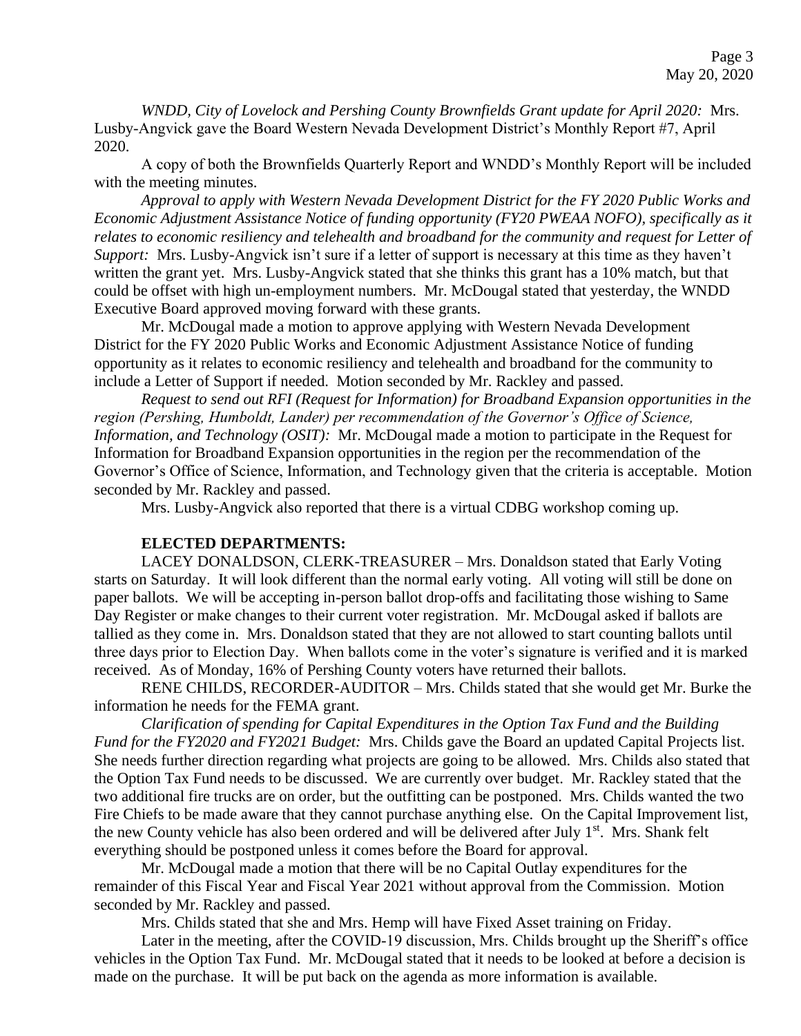*WNDD, City of Lovelock and Pershing County Brownfields Grant update for April 2020:* Mrs. Lusby-Angvick gave the Board Western Nevada Development District's Monthly Report #7, April 2020.

A copy of both the Brownfields Quarterly Report and WNDD's Monthly Report will be included with the meeting minutes.

*Approval to apply with Western Nevada Development District for the FY 2020 Public Works and Economic Adjustment Assistance Notice of funding opportunity (FY20 PWEAA NOFO), specifically as it relates to economic resiliency and telehealth and broadband for the community and request for Letter of Support:* Mrs. Lusby-Angvick isn't sure if a letter of support is necessary at this time as they haven't written the grant yet. Mrs. Lusby-Angvick stated that she thinks this grant has a 10% match, but that could be offset with high un-employment numbers. Mr. McDougal stated that yesterday, the WNDD Executive Board approved moving forward with these grants.

Mr. McDougal made a motion to approve applying with Western Nevada Development District for the FY 2020 Public Works and Economic Adjustment Assistance Notice of funding opportunity as it relates to economic resiliency and telehealth and broadband for the community to include a Letter of Support if needed. Motion seconded by Mr. Rackley and passed.

*Request to send out RFI (Request for Information) for Broadband Expansion opportunities in the region (Pershing, Humboldt, Lander) per recommendation of the Governor's Office of Science, Information, and Technology (OSIT):* Mr. McDougal made a motion to participate in the Request for Information for Broadband Expansion opportunities in the region per the recommendation of the Governor's Office of Science, Information, and Technology given that the criteria is acceptable. Motion seconded by Mr. Rackley and passed.

Mrs. Lusby-Angvick also reported that there is a virtual CDBG workshop coming up.

**ELECTED DEPARTMENTS:**

LACEY DONALDSON, CLERK-TREASURER – Mrs. Donaldson stated that Early Voting starts on Saturday. It will look different than the normal early voting. All voting will still be done on paper ballots. We will be accepting in-person ballot drop-offs and facilitating those wishing to Same Day Register or make changes to their current voter registration. Mr. McDougal asked if ballots are tallied as they come in. Mrs. Donaldson stated that they are not allowed to start counting ballots until three days prior to Election Day. When ballots come in the voter's signature is verified and it is marked received. As of Monday, 16% of Pershing County voters have returned their ballots.

RENE CHILDS, RECORDER-AUDITOR – Mrs. Childs stated that she would get Mr. Burke the information he needs for the FEMA grant.

*Clarification of spending for Capital Expenditures in the Option Tax Fund and the Building Fund for the FY2020 and FY2021 Budget:* Mrs. Childs gave the Board an updated Capital Projects list. She needs further direction regarding what projects are going to be allowed. Mrs. Childs also stated that the Option Tax Fund needs to be discussed. We are currently over budget. Mr. Rackley stated that the two additional fire trucks are on order, but the outfitting can be postponed. Mrs. Childs wanted the two Fire Chiefs to be made aware that they cannot purchase anything else. On the Capital Improvement list, the new County vehicle has also been ordered and will be delivered after July 1st. Mrs. Shank felt everything should be postponed unless it comes before the Board for approval.

Mr. McDougal made a motion that there will be no Capital Outlay expenditures for the remainder of this Fiscal Year and Fiscal Year 2021 without approval from the Commission. Motion seconded by Mr. Rackley and passed.

Mrs. Childs stated that she and Mrs. Hemp will have Fixed Asset training on Friday.

Later in the meeting, after the COVID-19 discussion, Mrs. Childs brought up the Sheriff's office vehicles in the Option Tax Fund. Mr. McDougal stated that it needs to be looked at before a decision is made on the purchase. It will be put back on the agenda as more information is available.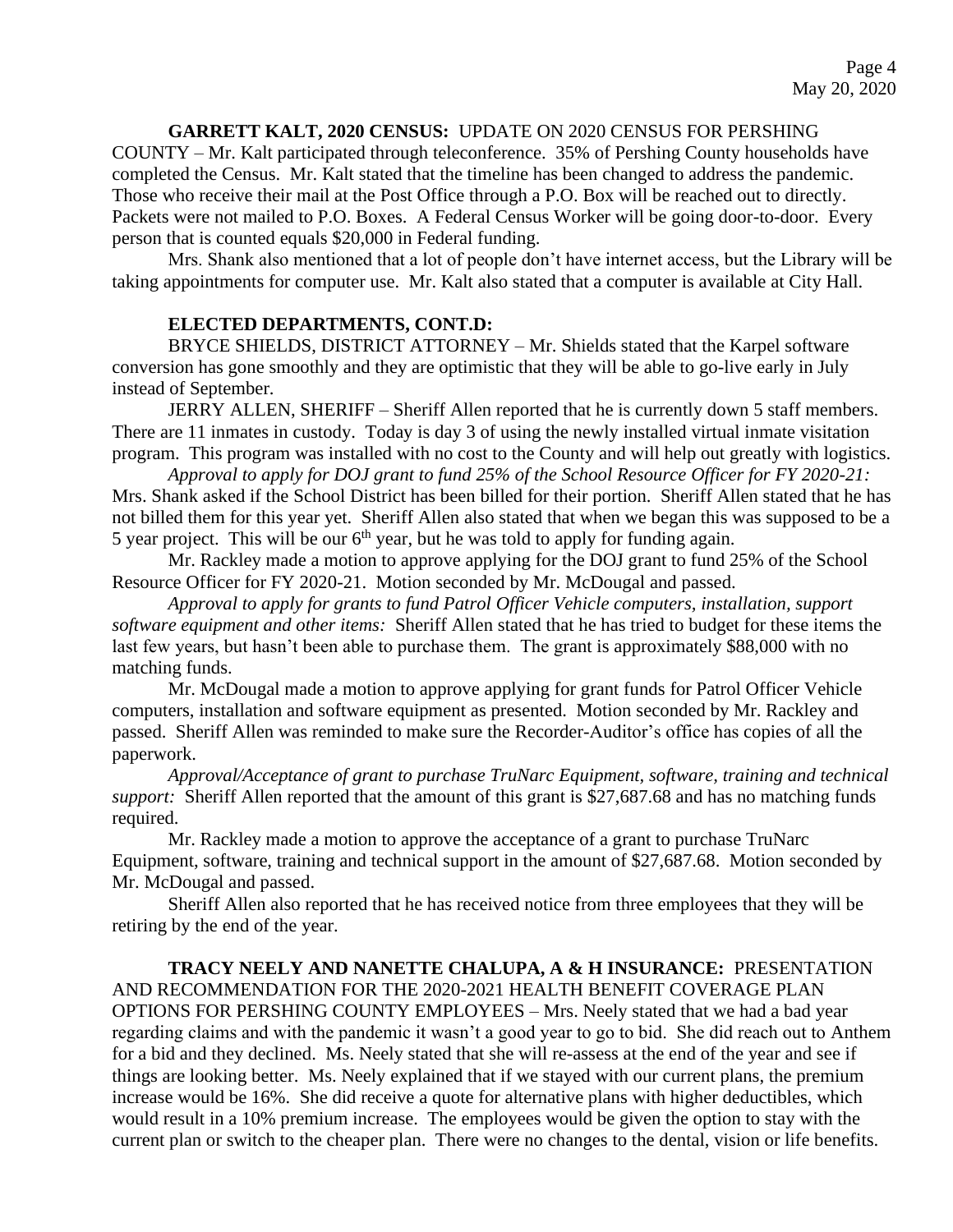**GARRETT KALT, 2020 CENSUS:** UPDATE ON 2020 CENSUS FOR PERSHING COUNTY – Mr. Kalt participated through teleconference. 35% of Pershing County households have completed the Census. Mr. Kalt stated that the timeline has been changed to address the pandemic. Those who receive their mail at the Post Office through a P.O. Box will be reached out to directly. Packets were not mailed to P.O. Boxes. A Federal Census Worker will be going door-to-door. Every person that is counted equals $20,000 in Federal funding.

Mrs. Shank also mentioned that a lot of people don't have internet access, but the Library will be taking appointments for computer use. Mr. Kalt also stated that a computer is available at City Hall.

**ELECTED DEPARTMENTS, CONT.D:**

BRYCE SHIELDS, DISTRICT ATTORNEY – Mr. Shields stated that the Karpel software conversion has gone smoothly and they are optimistic that they will be able to go-live early in July instead of September.

JERRY ALLEN, SHERIFF – Sheriff Allen reported that he is currently down 5 staff members. There are 11 inmates in custody. Today is day 3 of using the newly installed virtual inmate visitation program. This program was installed with no cost to the County and will help out greatly with logistics.

*Approval to apply for DOJ grant to fund 25% of the School Resource Officer for FY 2020-21:* Mrs. Shank asked if the School District has been billed for their portion. Sheriff Allen stated that he has not billed them for this year yet. Sheriff Allen also stated that when we began this was supposed to be a 5 year project. This will be our 6th year, but he was told to apply for funding again.

Mr. Rackley made a motion to approve applying for the DOJ grant to fund 25% of the School Resource Officer for FY 2020-21. Motion seconded by Mr. McDougal and passed.

*Approval to apply for grants to fund Patrol Officer Vehicle computers, installation, support software equipment and other items:* Sheriff Allen stated that he has tried to budget for these items the last few years, but hasn't been able to purchase them. The grant is approximately $88,000 with no matching funds.

Mr. McDougal made a motion to approve applying for grant funds for Patrol Officer Vehicle computers, installation and software equipment as presented. Motion seconded by Mr. Rackley and passed. Sheriff Allen was reminded to make sure the Recorder-Auditor's office has copies of all the paperwork.

*Approval/Acceptance of grant to purchase TruNarc Equipment, software, training and technical support:* Sheriff Allen reported that the amount of this grant is $27,687.68 and has no matching funds required.

Mr. Rackley made a motion to approve the acceptance of a grant to purchase TruNarc Equipment, software, training and technical support in the amount of $27,687.68. Motion seconded by Mr. McDougal and passed.

Sheriff Allen also reported that he has received notice from three employees that they will be retiring by the end of the year.

**TRACY NEELY AND NANETTE CHALUPA, A & H INSURANCE:** PRESENTATION AND RECOMMENDATION FOR THE 2020-2021 HEALTH BENEFIT COVERAGE PLAN OPTIONS FOR PERSHING COUNTY EMPLOYEES – Mrs. Neely stated that we had a bad year regarding claims and with the pandemic it wasn't a good year to go to bid. She did reach out to Anthem for a bid and they declined. Ms. Neely stated that she will re-assess at the end of the year and see if things are looking better. Ms. Neely explained that if we stayed with our current plans, the premium increase would be 16%. She did receive a quote for alternative plans with higher deductibles, which would result in a 10% premium increase. The employees would be given the option to stay with the current plan or switch to the cheaper plan. There were no changes to the dental, vision or life benefits.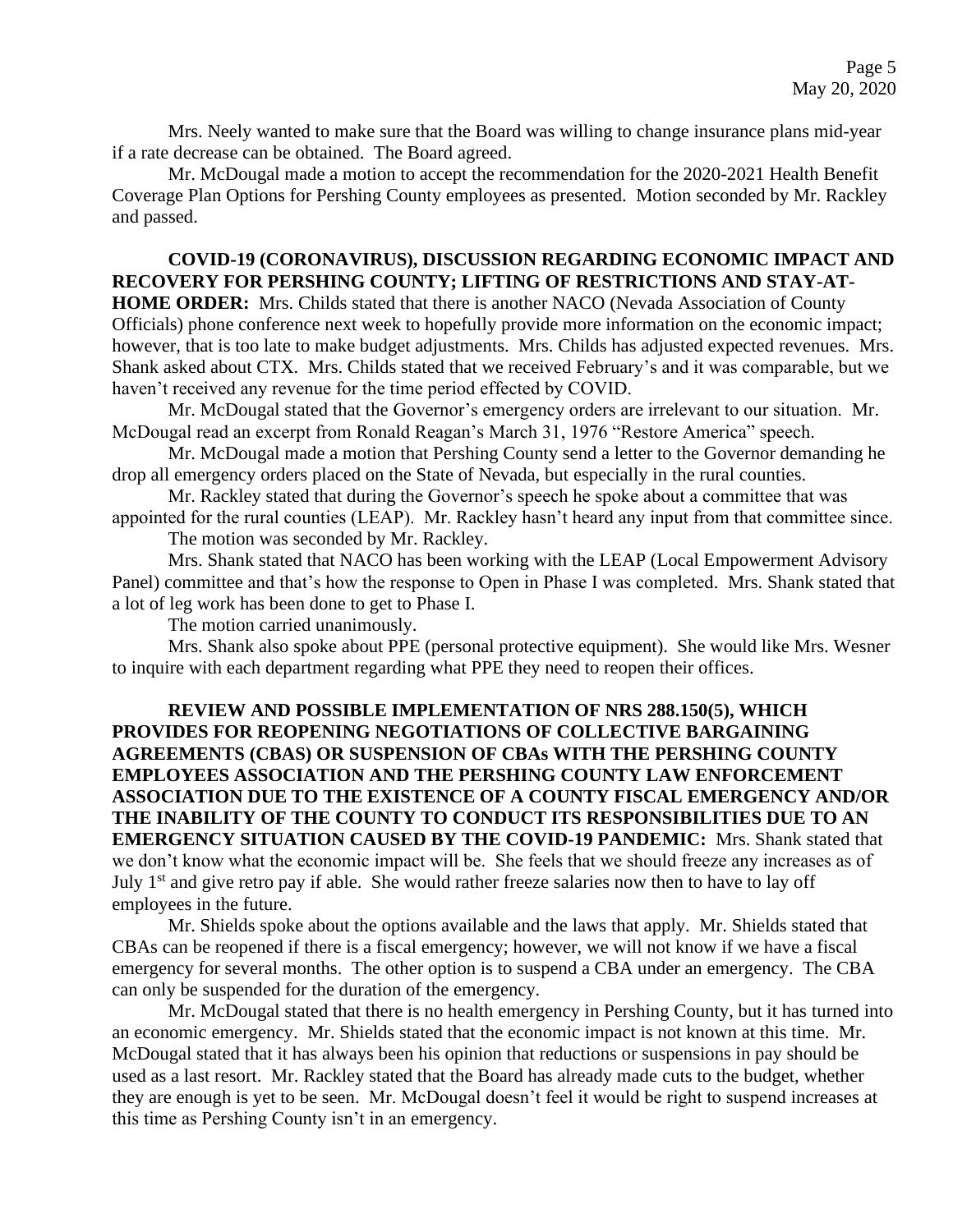Mrs. Neely wanted to make sure that the Board was willing to change insurance plans mid-year if a rate decrease can be obtained. The Board agreed.

Mr. McDougal made a motion to accept the recommendation for the 2020-2021 Health Benefit Coverage Plan Options for Pershing County employees as presented. Motion seconded by Mr. Rackley and passed.

**COVID-19 (CORONAVIRUS), DISCUSSION REGARDING ECONOMIC IMPACT AND RECOVERY FOR PERSHING COUNTY; LIFTING OF RESTRICTIONS AND STAY-AT-HOME ORDER:** Mrs. Childs stated that there is another NACO (Nevada Association of County Officials) phone conference next week to hopefully provide more information on the economic impact; however, that is too late to make budget adjustments. Mrs. Childs has adjusted expected revenues. Mrs. Shank asked about CTX. Mrs. Childs stated that we received February's and it was comparable, but we haven't received any revenue for the time period effected by COVID.

Mr. McDougal stated that the Governor's emergency orders are irrelevant to our situation. Mr. McDougal read an excerpt from Ronald Reagan's March 31, 1976 "Restore America" speech.

Mr. McDougal made a motion that Pershing County send a letter to the Governor demanding he drop all emergency orders placed on the State of Nevada, but especially in the rural counties.

Mr. Rackley stated that during the Governor's speech he spoke about a committee that was appointed for the rural counties (LEAP). Mr. Rackley hasn't heard any input from that committee since.

The motion was seconded by Mr. Rackley.

Mrs. Shank stated that NACO has been working with the LEAP (Local Empowerment Advisory Panel) committee and that's how the response to Open in Phase I was completed. Mrs. Shank stated that a lot of leg work has been done to get to Phase I.

The motion carried unanimously.

Mrs. Shank also spoke about PPE (personal protective equipment). She would like Mrs. Wesner to inquire with each department regarding what PPE they need to reopen their offices.

**REVIEW AND POSSIBLE IMPLEMENTATION OF NRS 288.150(5), WHICH PROVIDES FOR REOPENING NEGOTIATIONS OF COLLECTIVE BARGAINING AGREEMENTS (CBAS) OR SUSPENSION OF CBAs WITH THE PERSHING COUNTY EMPLOYEES ASSOCIATION AND THE PERSHING COUNTY LAW ENFORCEMENT ASSOCIATION DUE TO THE EXISTENCE OF A COUNTY FISCAL EMERGENCY AND/OR THE INABILITY OF THE COUNTY TO CONDUCT ITS RESPONSIBILITIES DUE TO AN EMERGENCY SITUATION CAUSED BY THE COVID-19 PANDEMIC:** Mrs. Shank stated that we don't know what the economic impact will be. She feels that we should freeze any increases as of July 1st and give retro pay if able. She would rather freeze salaries now then to have to lay off employees in the future.

Mr. Shields spoke about the options available and the laws that apply. Mr. Shields stated that CBAs can be reopened if there is a fiscal emergency; however, we will not know if we have a fiscal emergency for several months. The other option is to suspend a CBA under an emergency. The CBA can only be suspended for the duration of the emergency.

Mr. McDougal stated that there is no health emergency in Pershing County, but it has turned into an economic emergency. Mr. Shields stated that the economic impact is not known at this time. Mr. McDougal stated that it has always been his opinion that reductions or suspensions in pay should be used as a last resort. Mr. Rackley stated that the Board has already made cuts to the budget, whether they are enough is yet to be seen. Mr. McDougal doesn't feel it would be right to suspend increases at this time as Pershing County isn't in an emergency.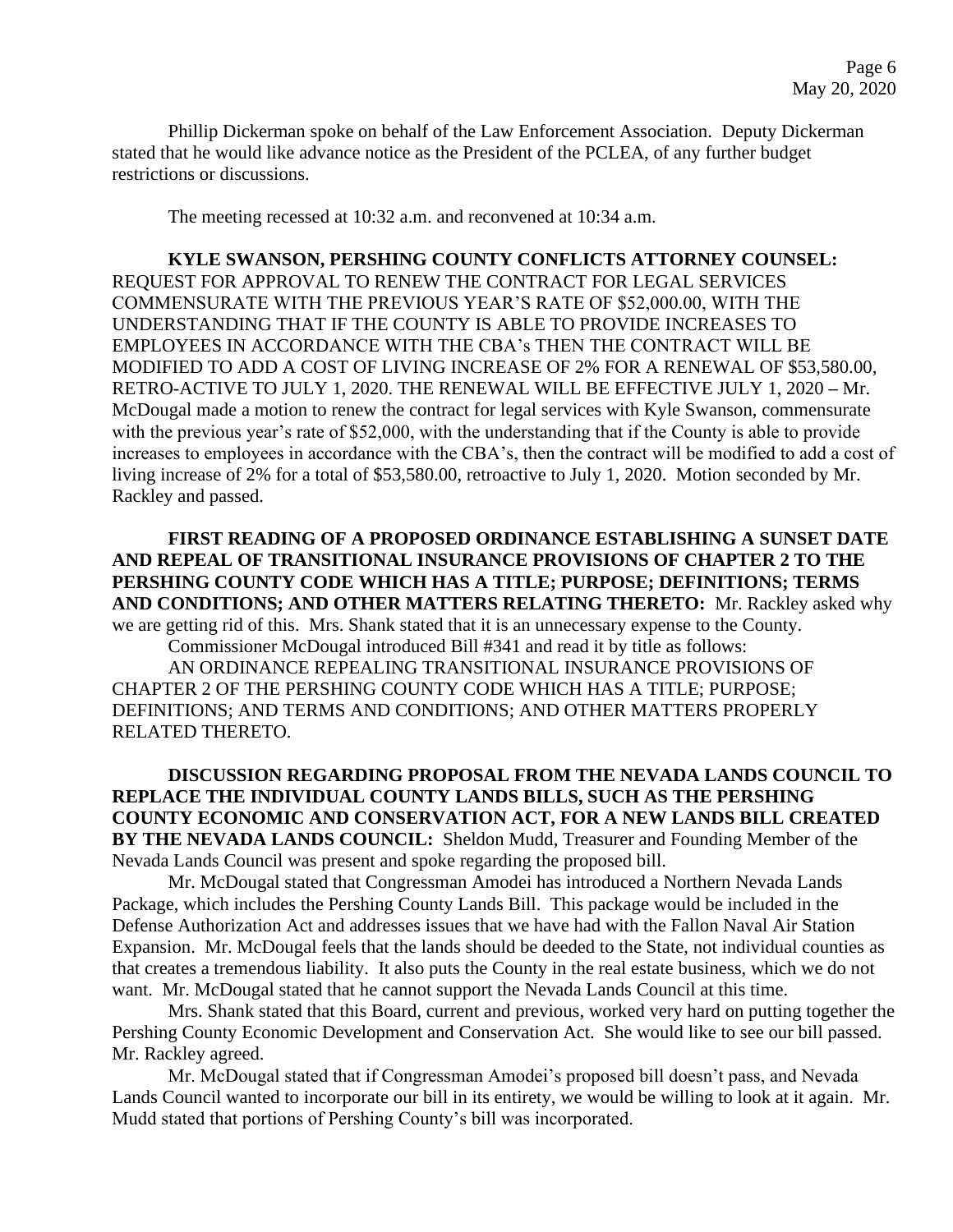Phillip Dickerman spoke on behalf of the Law Enforcement Association. Deputy Dickerman stated that he would like advance notice as the President of the PCLEA, of any further budget restrictions or discussions.

The meeting recessed at 10:32 a.m. and reconvened at 10:34 a.m.

**KYLE SWANSON, PERSHING COUNTY CONFLICTS ATTORNEY COUNSEL:** REQUEST FOR APPROVAL TO RENEW THE CONTRACT FOR LEGAL SERVICES COMMENSURATE WITH THE PREVIOUS YEAR'S RATE OF $52,000.00, WITH THE UNDERSTANDING THAT IF THE COUNTY IS ABLE TO PROVIDE INCREASES TO EMPLOYEES IN ACCORDANCE WITH THE CBA's THEN THE CONTRACT WILL BE MODIFIED TO ADD A COST OF LIVING INCREASE OF 2% FOR A RENEWAL OF $53,580.00, RETRO-ACTIVE TO JULY 1, 2020. THE RENEWAL WILL BE EFFECTIVE JULY 1, 2020 **–** Mr. McDougal made a motion to renew the contract for legal services with Kyle Swanson, commensurate with the previous year's rate of $52,000, with the understanding that if the County is able to provide increases to employees in accordance with the CBA's, then the contract will be modified to add a cost of living increase of 2% for a total of $53,580.00, retroactive to July 1, 2020. Motion seconded by Mr. Rackley and passed.

**FIRST READING OF A PROPOSED ORDINANCE ESTABLISHING A SUNSET DATE AND REPEAL OF TRANSITIONAL INSURANCE PROVISIONS OF CHAPTER 2 TO THE PERSHING COUNTY CODE WHICH HAS A TITLE; PURPOSE; DEFINITIONS; TERMS AND CONDITIONS; AND OTHER MATTERS RELATING THERETO:** Mr. Rackley asked why we are getting rid of this. Mrs. Shank stated that it is an unnecessary expense to the County.

Commissioner McDougal introduced Bill #341 and read it by title as follows:

AN ORDINANCE REPEALING TRANSITIONAL INSURANCE PROVISIONS OF CHAPTER 2 OF THE PERSHING COUNTY CODE WHICH HAS A TITLE; PURPOSE; DEFINITIONS; AND TERMS AND CONDITIONS; AND OTHER MATTERS PROPERLY RELATED THERETO.

**DISCUSSION REGARDING PROPOSAL FROM THE NEVADA LANDS COUNCIL TO REPLACE THE INDIVIDUAL COUNTY LANDS BILLS, SUCH AS THE PERSHING COUNTY ECONOMIC AND CONSERVATION ACT, FOR A NEW LANDS BILL CREATED BY THE NEVADA LANDS COUNCIL:** Sheldon Mudd, Treasurer and Founding Member of the Nevada Lands Council was present and spoke regarding the proposed bill.

Mr. McDougal stated that Congressman Amodei has introduced a Northern Nevada Lands Package, which includes the Pershing County Lands Bill. This package would be included in the Defense Authorization Act and addresses issues that we have had with the Fallon Naval Air Station Expansion. Mr. McDougal feels that the lands should be deeded to the State, not individual counties as that creates a tremendous liability. It also puts the County in the real estate business, which we do not want. Mr. McDougal stated that he cannot support the Nevada Lands Council at this time.

Mrs. Shank stated that this Board, current and previous, worked very hard on putting together the Pershing County Economic Development and Conservation Act. She would like to see our bill passed. Mr. Rackley agreed.

Mr. McDougal stated that if Congressman Amodei's proposed bill doesn't pass, and Nevada Lands Council wanted to incorporate our bill in its entirety, we would be willing to look at it again. Mr. Mudd stated that portions of Pershing County's bill was incorporated.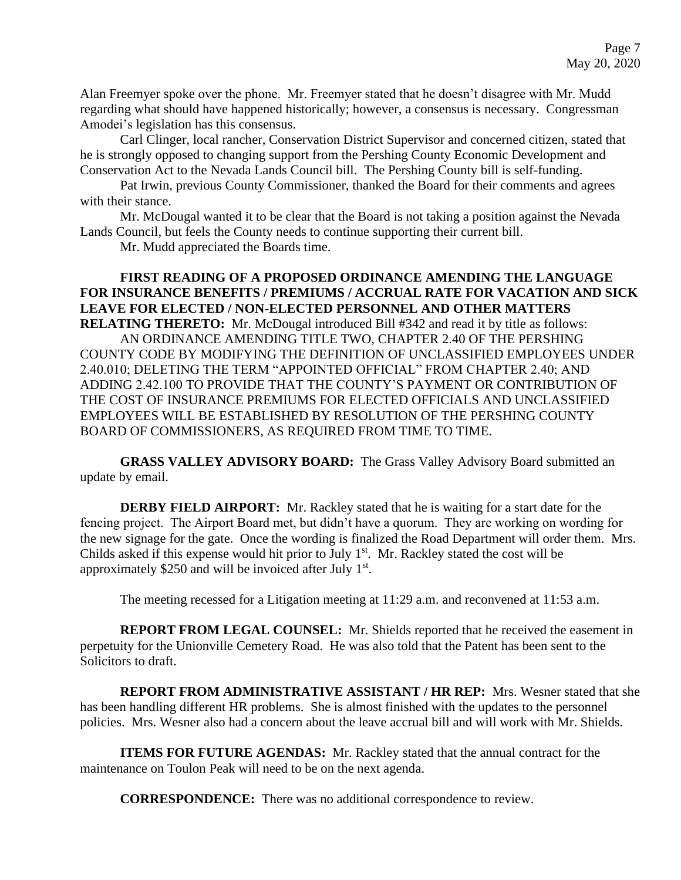Alan Freemyer spoke over the phone. Mr. Freemyer stated that he doesn't disagree with Mr. Mudd regarding what should have happened historically; however, a consensus is necessary. Congressman Amodei's legislation has this consensus.

Carl Clinger, local rancher, Conservation District Supervisor and concerned citizen, stated that he is strongly opposed to changing support from the Pershing County Economic Development and Conservation Act to the Nevada Lands Council bill. The Pershing County bill is self-funding.

Pat Irwin, previous County Commissioner, thanked the Board for their comments and agrees with their stance.

Mr. McDougal wanted it to be clear that the Board is not taking a position against the Nevada Lands Council, but feels the County needs to continue supporting their current bill.

Mr. Mudd appreciated the Boards time.

**FIRST READING OF A PROPOSED ORDINANCE AMENDING THE LANGUAGE FOR INSURANCE BENEFITS / PREMIUMS / ACCRUAL RATE FOR VACATION AND SICK LEAVE FOR ELECTED / NON-ELECTED PERSONNEL AND OTHER MATTERS RELATING THERETO:** Mr. McDougal introduced Bill #342 and read it by title as follows:

AN ORDINANCE AMENDING TITLE TWO, CHAPTER 2.40 OF THE PERSHING COUNTY CODE BY MODIFYING THE DEFINITION OF UNCLASSIFIED EMPLOYEES UNDER 2.40.010; DELETING THE TERM "APPOINTED OFFICIAL" FROM CHAPTER 2.40; AND ADDING 2.42.100 TO PROVIDE THAT THE COUNTY'S PAYMENT OR CONTRIBUTION OF THE COST OF INSURANCE PREMIUMS FOR ELECTED OFFICIALS AND UNCLASSIFIED EMPLOYEES WILL BE ESTABLISHED BY RESOLUTION OF THE PERSHING COUNTY BOARD OF COMMISSIONERS, AS REQUIRED FROM TIME TO TIME.

**GRASS VALLEY ADVISORY BOARD:** The Grass Valley Advisory Board submitted an update by email.

**DERBY FIELD AIRPORT:** Mr. Rackley stated that he is waiting for a start date for the fencing project. The Airport Board met, but didn't have a quorum. They are working on wording for the new signage for the gate. Once the wording is finalized the Road Department will order them. Mrs. Childs asked if this expense would hit prior to July 1st. Mr. Rackley stated the cost will be approximately $250 and will be invoiced after July 1st.

The meeting recessed for a Litigation meeting at 11:29 a.m. and reconvened at 11:53 a.m.

**REPORT FROM LEGAL COUNSEL:** Mr. Shields reported that he received the easement in perpetuity for the Unionville Cemetery Road. He was also told that the Patent has been sent to the Solicitors to draft.

**REPORT FROM ADMINISTRATIVE ASSISTANT / HR REP:** Mrs. Wesner stated that she has been handling different HR problems. She is almost finished with the updates to the personnel policies. Mrs. Wesner also had a concern about the leave accrual bill and will work with Mr. Shields.

**ITEMS FOR FUTURE AGENDAS:** Mr. Rackley stated that the annual contract for the maintenance on Toulon Peak will need to be on the next agenda.

**CORRESPONDENCE:** There was no additional correspondence to review.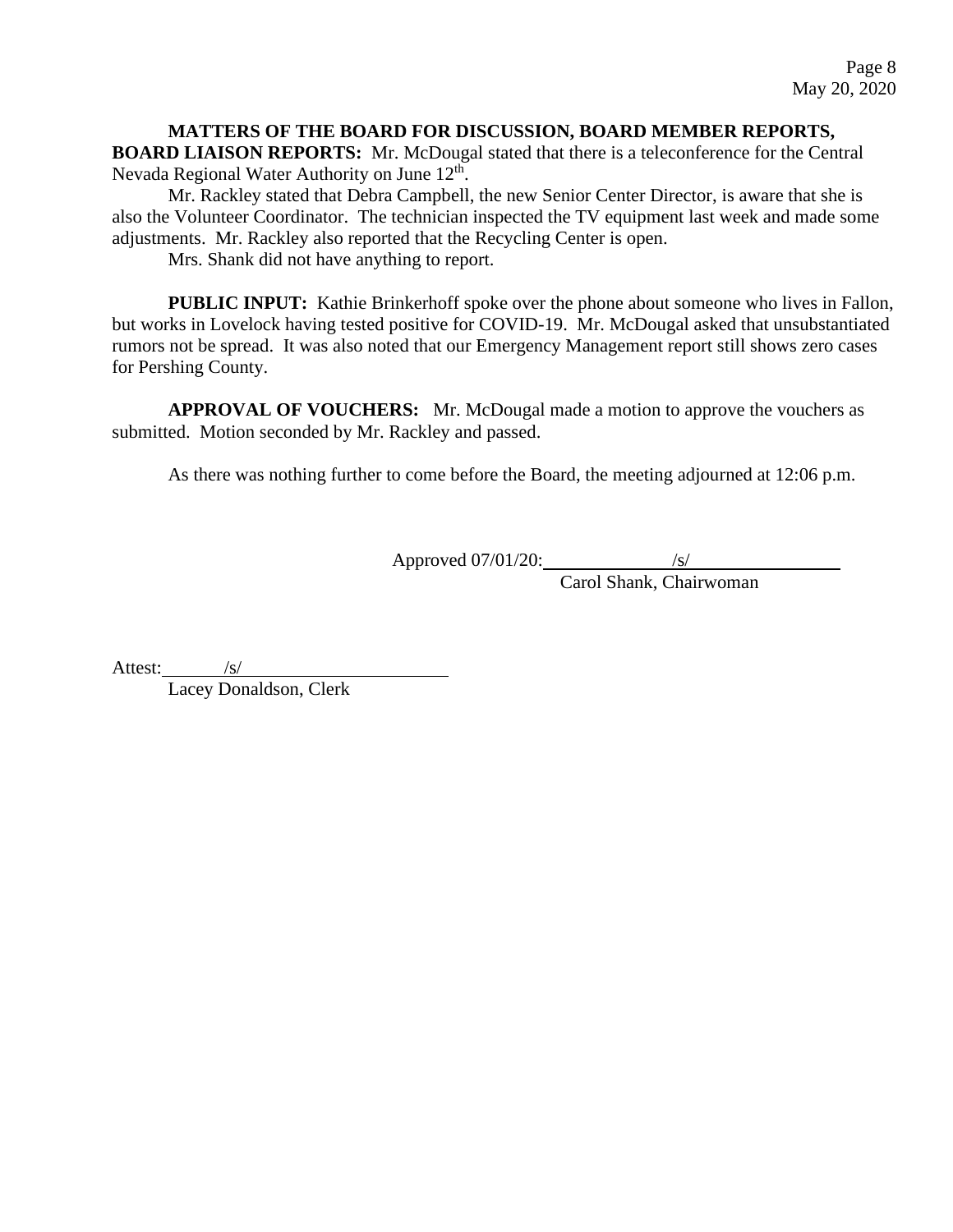**MATTERS OF THE BOARD FOR DISCUSSION, BOARD MEMBER REPORTS, BOARD LIAISON REPORTS:** Mr. McDougal stated that there is a teleconference for the Central Nevada Regional Water Authority on June 12th.

Mr. Rackley stated that Debra Campbell, the new Senior Center Director, is aware that she is also the Volunteer Coordinator. The technician inspected the TV equipment last week and made some adjustments. Mr. Rackley also reported that the Recycling Center is open.

Mrs. Shank did not have anything to report.

**PUBLIC INPUT:** Kathie Brinkerhoff spoke over the phone about someone who lives in Fallon, but works in Lovelock having tested positive for COVID-19. Mr. McDougal asked that unsubstantiated rumors not be spread. It was also noted that our Emergency Management report still shows zero cases for Pershing County.

**APPROVAL OF VOUCHERS:** Mr. McDougal made a motion to approve the vouchers as submitted. Motion seconded by Mr. Rackley and passed.

As there was nothing further to come before the Board, the meeting adjourned at 12:06 p.m.

Approved 07/01/20: /s/
Carol Shank, Chairwoman

Attest: /s/
Lacey Donaldson, Clerk